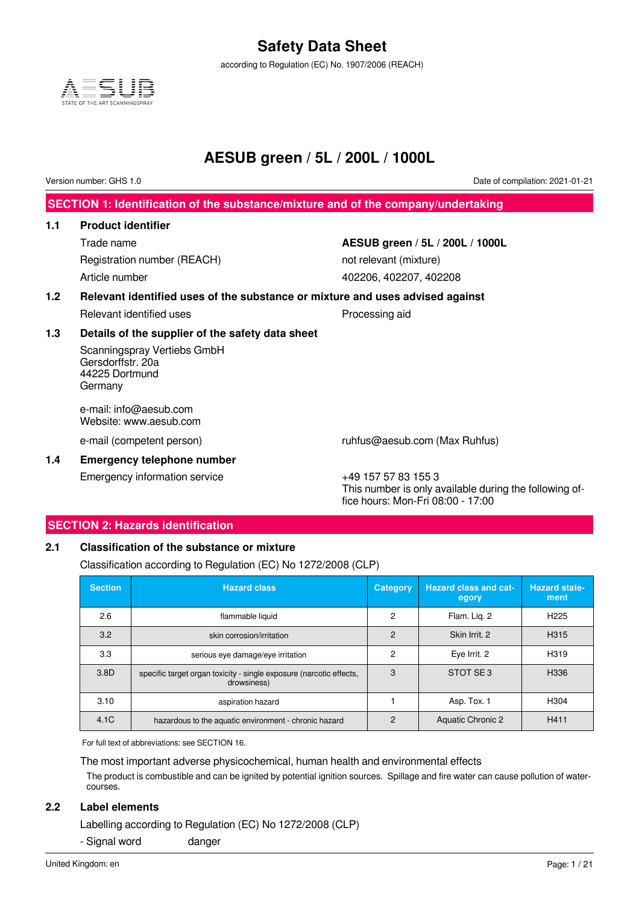# Safety Data Sheet

according to Regulation (EC) No. 1907/2006 (REACH)

AESUB
STATE OF THE ART SCANNINGSPRAY

# AESUB green / 5L / 200L / 1000L

Version number: GHS 1.0

Date of compilation: 2021-01-21

## SECTION 1: Identification of the substance/mixture and of the company/undertaking

### 1.1 Product identifier

| | |
|---|---|
| Trade name | **AESUB green / 5L / 200L / 1000L** |
| Registration number (REACH) | not relevant (mixture) |
| Article number | 402206, 402207, 402208 |

### 1.2 Relevant identified uses of the substance or mixture and uses advised against

| | |
|---|---|
| Relevant identified uses | Processing aid |

### 1.3 Details of the supplier of the safety data sheet

Scanningspray Vertiebs GmbH
Gersdorffstr. 20a
44225 Dortmund
Germany

e-mail: info@aesub.com
Website: www.aesub.com

| | |
|---|---|
| e-mail (competent person) | ruhfus@aesub.com (Max Ruhfus) |

### 1.4 Emergency telephone number

| | |
|---|---|
| Emergency information service | +49 157 57 83 155 3<br>This number is only available during the following office hours: Mon-Fri 08:00 - 17:00 |

## SECTION 2: Hazards identification

### 2.1 Classification of the substance or mixture

Classification according to Regulation (EC) No 1272/2008 (CLP)

| Section | Hazard class | Category | Hazard class and category | Hazard statement |
|---|---|---|---|---|
| 2.6 | flammable liquid | 2 | Flam. Liq. 2 | H225 |
| 3.2 | skin corrosion/irritation | 2 | Skin Irrit. 2 | H315 |
| 3.3 | serious eye damage/eye irritation | 2 | Eye Irrit. 2 | H319 |
| 3.8D | specific target organ toxicity - single exposure (narcotic effects, drowsiness) | 3 | STOT SE 3 | H336 |
| 3.10 | aspiration hazard | 1 | Asp. Tox. 1 | H304 |
| 4.1C | hazardous to the aquatic environment - chronic hazard | 2 | Aquatic Chronic 2 | H411 |

For full text of abbreviations: see SECTION 16.

The most important adverse physicochemical, human health and environmental effects

The product is combustible and can be ignited by potential ignition sources. Spillage and fire water can cause pollution of watercourses.

### 2.2 Label elements

Labelling according to Regulation (EC) No 1272/2008 (CLP)

- Signal word danger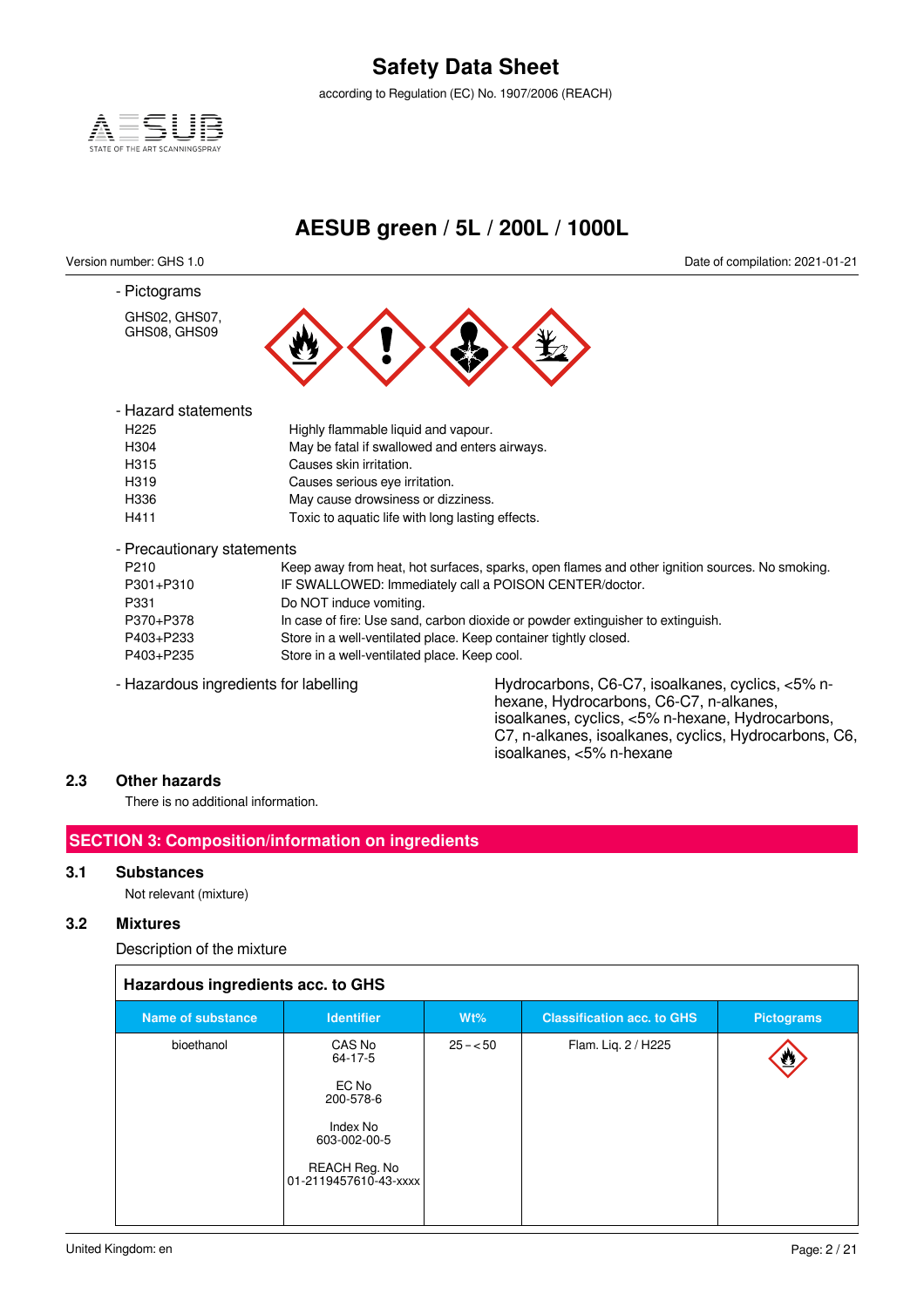- Pictograms

GHS02, GHS07, GHS08, GHS09

- Hazard statements

| | |
|---|---|
| H225 | Highly flammable liquid and vapour. |
| H304 | May be fatal if swallowed and enters airways. |
| H315 | Causes skin irritation. |
| H319 | Causes serious eye irritation. |
| H336 | May cause drowsiness or dizziness. |
| H411 | Toxic to aquatic life with long lasting effects. |

- Precautionary statements

| | |
|---|---|
| P210 | Keep away from heat, hot surfaces, sparks, open flames and other ignition sources. No smoking. |
| P301+P310 | IF SWALLOWED: Immediately call a POISON CENTER/doctor. |
| P331 | Do NOT induce vomiting. |
| P370+P378 | In case of fire: Use sand, carbon dioxide or powder extinguisher to extinguish. |
| P403+P233 | Store in a well-ventilated place. Keep container tightly closed. |
| P403+P235 | Store in a well-ventilated place. Keep cool. |

- Hazardous ingredients for labelling: Hydrocarbons, C6-C7, isoalkanes, cyclics, <5% n-hexane, Hydrocarbons, C6-C7, n-alkanes, isoalkanes, cyclics, <5% n-hexane, Hydrocarbons, C7, n-alkanes, isoalkanes, cyclics, Hydrocarbons, C6, isoalkanes, <5% n-hexane

## 2.3 Other hazards

There is no additional information.

# SECTION 3: Composition/information on ingredients

## 3.1 Substances

Not relevant (mixture)

## 3.2 Mixtures

Description of the mixture

**Hazardous ingredients acc. to GHS**

| Name of substance | Identifier | Wt% | Classification acc. to GHS | Pictograms |
|---|---|---|---|---|
| bioethanol | CAS No 64-17-5<br><br>EC No 200-578-6<br><br>Index No 603-002-00-5<br><br>REACH Reg. No 01-2119457610-43-xxxx | 25 – < 50 | Flam. Liq. 2 / H225 | |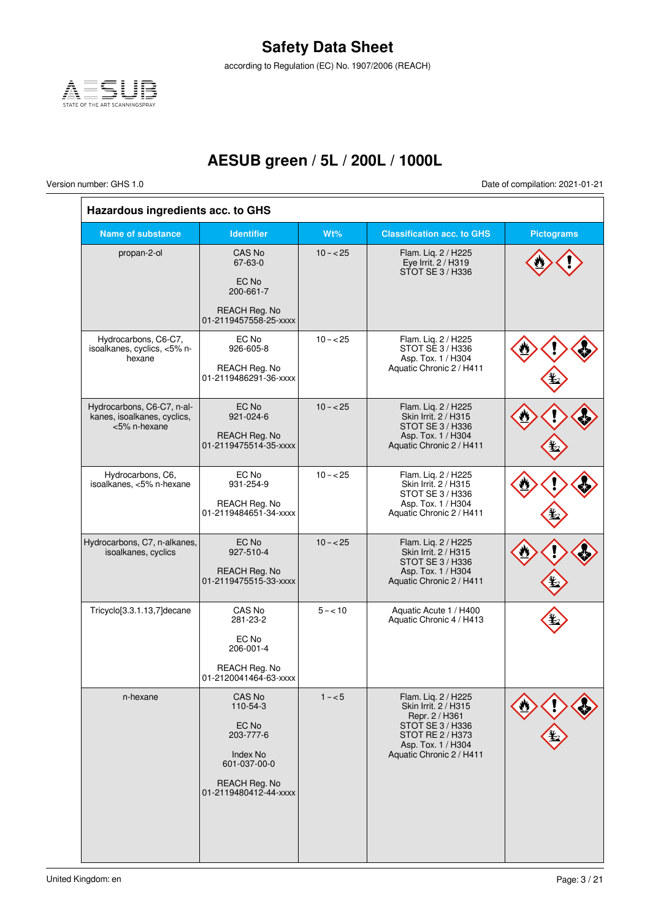# Safety Data Sheet

according to Regulation (EC) No. 1907/2006 (REACH)

## AESUB green / 5L / 200L / 1000L

Version number: GHS 1.0

Date of compilation: 2021-01-21

### Hazardous ingredients acc. to GHS

| Name of substance | Identifier | Wt% | Classification acc. to GHS | Pictograms |
|---|---|---|---|---|
| propan-2-ol | CAS No 67-63-0<br><br>EC No 200-661-7<br><br>REACH Reg. No 01-2119457558-25-xxxx | 10 – < 25 | Flam. Liq. 2 / H225<br>Eye Irrit. 2 / H319<br>STOT SE 3 / H336 | |
| Hydrocarbons, C6-C7, isoalkanes, cyclics, <5% n-hexane | EC No 926-605-8<br><br>REACH Reg. No 01-2119486291-36-xxxx | 10 – < 25 | Flam. Liq. 2 / H225<br>STOT SE 3 / H336<br>Asp. Tox. 1 / H304<br>Aquatic Chronic 2 / H411 | |
| Hydrocarbons, C6-C7, n-alkanes, isoalkanes, cyclics, <5% n-hexane | EC No 921-024-6<br><br>REACH Reg. No 01-2119475514-35-xxxx | 10 – < 25 | Flam. Liq. 2 / H225<br>Skin Irrit. 2 / H315<br>STOT SE 3 / H336<br>Asp. Tox. 1 / H304<br>Aquatic Chronic 2 / H411 | |
| Hydrocarbons, C6, isoalkanes, <5% n-hexane | EC No 931-254-9<br><br>REACH Reg. No 01-2119484651-34-xxxx | 10 – < 25 | Flam. Liq. 2 / H225<br>Skin Irrit. 2 / H315<br>STOT SE 3 / H336<br>Asp. Tox. 1 / H304<br>Aquatic Chronic 2 / H411 | |
| Hydrocarbons, C7, n-alkanes, isoalkanes, cyclics | EC No 927-510-4<br><br>REACH Reg. No 01-2119475515-33-xxxx | 10 – < 25 | Flam. Liq. 2 / H225<br>Skin Irrit. 2 / H315<br>STOT SE 3 / H336<br>Asp. Tox. 1 / H304<br>Aquatic Chronic 2 / H411 | |
| Tricyclo[3.3.1.13,7]decane | CAS No 281-23-2<br><br>EC No 206-001-4<br><br>REACH Reg. No 01-2120041464-63-xxxx | 5 – < 10 | Aquatic Acute 1 / H400<br>Aquatic Chronic 4 / H413 | |
| n-hexane | CAS No 110-54-3<br><br>EC No 203-777-6<br><br>Index No 601-037-00-0<br><br>REACH Reg. No 01-2119480412-44-xxxx | 1 – < 5 | Flam. Liq. 2 / H225<br>Skin Irrit. 2 / H315<br>Repr. 2 / H361<br>STOT SE 3 / H336<br>STOT RE 2 / H373<br>Asp. Tox. 1 / H304<br>Aquatic Chronic 2 / H411 | |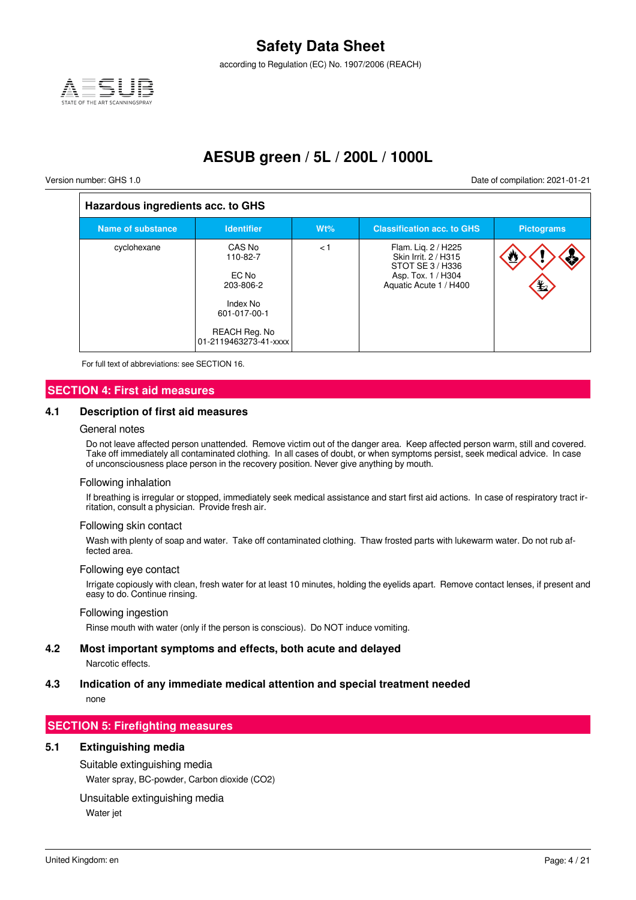| Hazardous ingredients acc. to GHS | | | | |
|---|---|---|---|---|
| **Name of substance** | **Identifier** | **Wt%** | **Classification acc. to GHS** | **Pictograms** |
| cyclohexane | CAS No 110-82-7<br><br>EC No 203-806-2<br><br>Index No 601-017-00-1<br><br>REACH Reg. No 01-2119463273-41-xxxx | < 1 | Flam. Liq. 2 / H225<br>Skin Irrit. 2 / H315<br>STOT SE 3 / H336<br>Asp. Tox. 1 / H304<br>Aquatic Acute 1 / H400 | |

For full text of abbreviations: see SECTION 16.

## SECTION 4: First aid measures

### 4.1 Description of first aid measures

#### General notes

Do not leave affected person unattended. Remove victim out of the danger area. Keep affected person warm, still and covered. Take off immediately all contaminated clothing. In all cases of doubt, or when symptoms persist, seek medical advice. In case of unconsciousness place person in the recovery position. Never give anything by mouth.

#### Following inhalation

If breathing is irregular or stopped, immediately seek medical assistance and start first aid actions. In case of respiratory tract irritation, consult a physician. Provide fresh air.

#### Following skin contact

Wash with plenty of soap and water. Take off contaminated clothing. Thaw frosted parts with lukewarm water. Do not rub affected area.

#### Following eye contact

Irrigate copiously with clean, fresh water for at least 10 minutes, holding the eyelids apart. Remove contact lenses, if present and easy to do. Continue rinsing.

#### Following ingestion

Rinse mouth with water (only if the person is conscious). Do NOT induce vomiting.

### 4.2 Most important symptoms and effects, both acute and delayed

Narcotic effects.

### 4.3 Indication of any immediate medical attention and special treatment needed

none

## SECTION 5: Firefighting measures

### 5.1 Extinguishing media

#### Suitable extinguishing media

Water spray, BC-powder, Carbon dioxide ($CO_2$)

#### Unsuitable extinguishing media

Water jet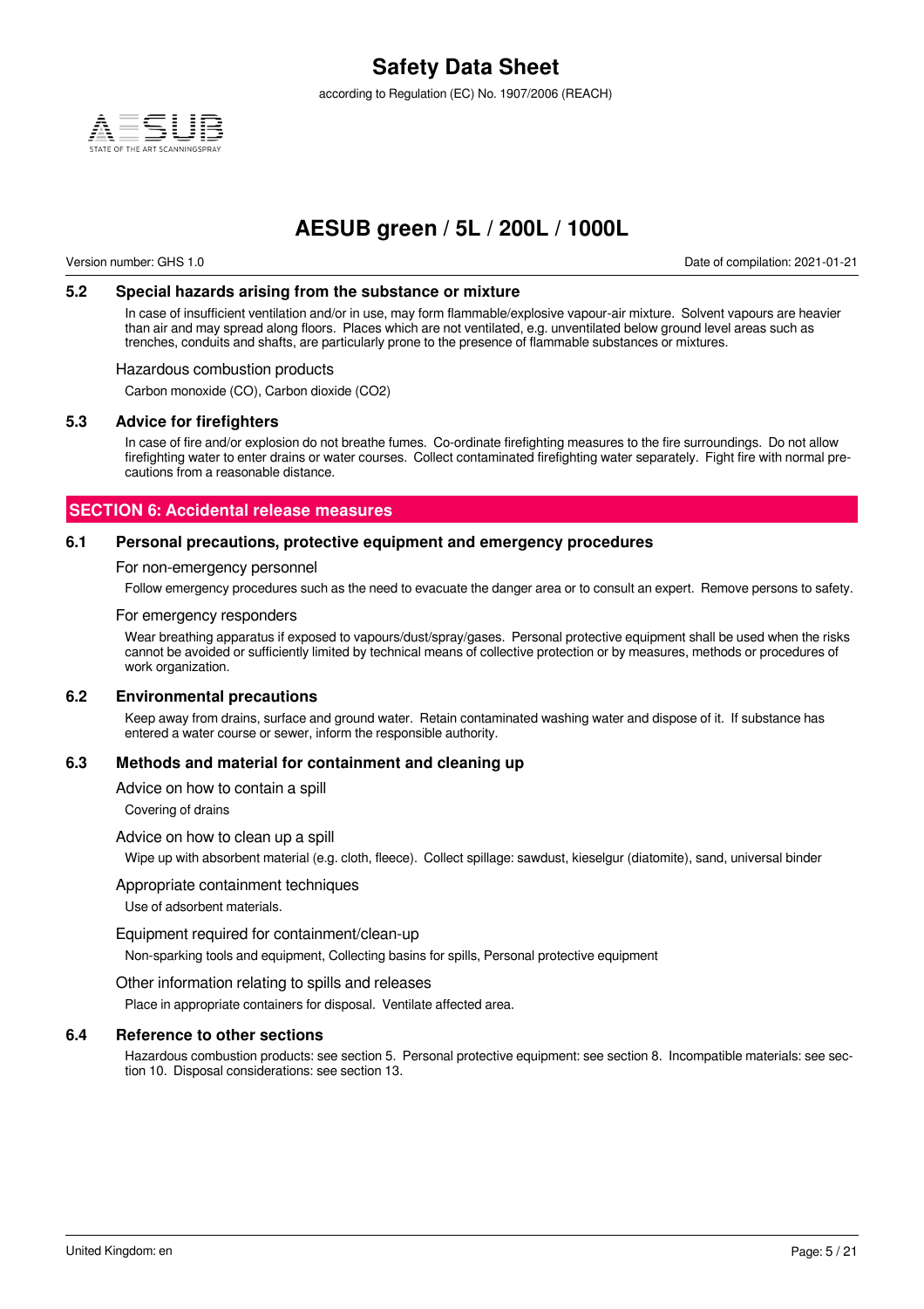### 5.2 Special hazards arising from the substance or mixture

In case of insufficient ventilation and/or in use, may form flammable/explosive vapour-air mixture. Solvent vapours are heavier than air and may spread along floors. Places which are not ventilated, e.g. unventilated below ground level areas such as trenches, conduits and shafts, are particularly prone to the presence of flammable substances or mixtures.

Hazardous combustion products

Carbon monoxide (CO), Carbon dioxide ($CO_2$)

### 5.3 Advice for firefighters

In case of fire and/or explosion do not breathe fumes. Co-ordinate firefighting measures to the fire surroundings. Do not allow firefighting water to enter drains or water courses. Collect contaminated firefighting water separately. Fight fire with normal precautions from a reasonable distance.

## SECTION 6: Accidental release measures

### 6.1 Personal precautions, protective equipment and emergency procedures

For non-emergency personnel

Follow emergency procedures such as the need to evacuate the danger area or to consult an expert. Remove persons to safety.

For emergency responders

Wear breathing apparatus if exposed to vapours/dust/spray/gases. Personal protective equipment shall be used when the risks cannot be avoided or sufficiently limited by technical means of collective protection or by measures, methods or procedures of work organization.

### 6.2 Environmental precautions

Keep away from drains, surface and ground water. Retain contaminated washing water and dispose of it. If substance has entered a water course or sewer, inform the responsible authority.

### 6.3 Methods and material for containment and cleaning up

Advice on how to contain a spill

Covering of drains

Advice on how to clean up a spill

Wipe up with absorbent material (e.g. cloth, fleece). Collect spillage: sawdust, kieselgur (diatomite), sand, universal binder

Appropriate containment techniques

Use of adsorbent materials.

Equipment required for containment/clean-up

Non-sparking tools and equipment, Collecting basins for spills, Personal protective equipment

Other information relating to spills and releases

Place in appropriate containers for disposal. Ventilate affected area.

### 6.4 Reference to other sections

Hazardous combustion products: see section 5. Personal protective equipment: see section 8. Incompatible materials: see section 10. Disposal considerations: see section 13.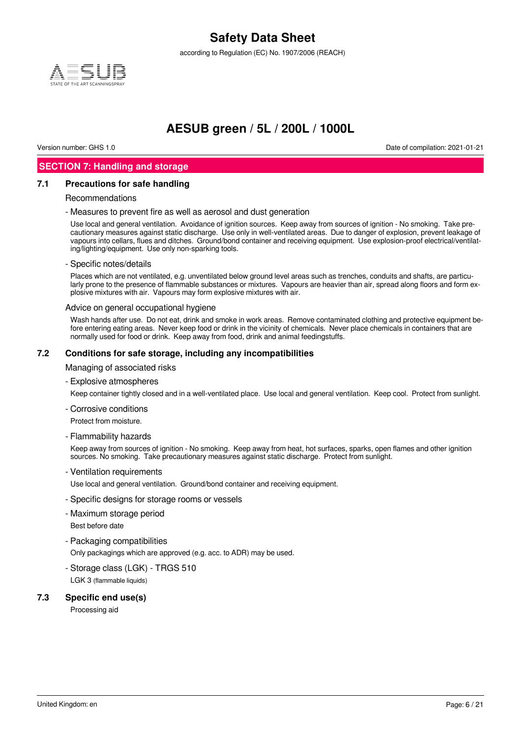## SECTION 7: Handling and storage

### 7.1 Precautions for safe handling

Recommendations

- Measures to prevent fire as well as aerosol and dust generation

Use local and general ventilation. Avoidance of ignition sources. Keep away from sources of ignition - No smoking. Take precautionary measures against static discharge. Use only in well-ventilated areas. Due to danger of explosion, prevent leakage of vapours into cellars, flues and ditches. Ground/bond container and receiving equipment. Use explosion-proof electrical/ventilating/lighting/equipment. Use only non-sparking tools.

- Specific notes/details

Places which are not ventilated, e.g. unventilated below ground level areas such as trenches, conduits and shafts, are particularly prone to the presence of flammable substances or mixtures. Vapours are heavier than air, spread along floors and form explosive mixtures with air. Vapours may form explosive mixtures with air.

Advice on general occupational hygiene

Wash hands after use. Do not eat, drink and smoke in work areas. Remove contaminated clothing and protective equipment before entering eating areas. Never keep food or drink in the vicinity of chemicals. Never place chemicals in containers that are normally used for food or drink. Keep away from food, drink and animal feedingstuffs.

### 7.2 Conditions for safe storage, including any incompatibilities

Managing of associated risks

- Explosive atmospheres

Keep container tightly closed and in a well-ventilated place. Use local and general ventilation. Keep cool. Protect from sunlight.

- Corrosive conditions

Protect from moisture.

- Flammability hazards

Keep away from sources of ignition - No smoking. Keep away from heat, hot surfaces, sparks, open flames and other ignition sources. No smoking. Take precautionary measures against static discharge. Protect from sunlight.

- Ventilation requirements

Use local and general ventilation. Ground/bond container and receiving equipment.

- Specific designs for storage rooms or vessels

- Maximum storage period

Best before date

- Packaging compatibilities

Only packagings which are approved (e.g. acc. to ADR) may be used.

- Storage class (LGK) - TRGS 510

LGK 3 (flammable liquids)

### 7.3 Specific end use(s)

Processing aid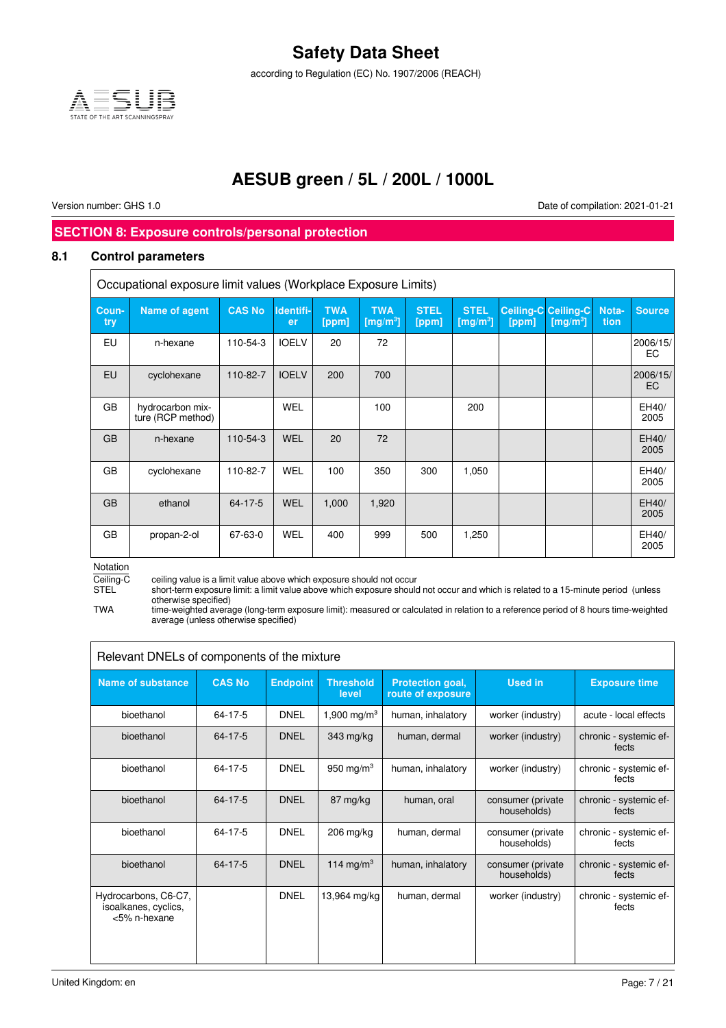## SECTION 8: Exposure controls/personal protection

### 8.1 Control parameters

| Occupational exposure limit values (Workplace Exposure Limits) | | | | | | | | | | | |
|---|---|---|---|---|---|---|---|---|---|---|---|
| Country | Name of agent | CAS No | Identifier | TWA [ppm] | TWA [mg/m³] | STEL [ppm] | STEL [mg/m³] | Ceiling-C [ppm] | Ceiling-C [mg/m³] | Notation | Source |
| EU | n-hexane | 110-54-3 | IOELV | 20 | 72 | | | | | | 2006/15/EC |
| EU | cyclohexane | 110-82-7 | IOELV | 200 | 700 | | | | | | 2006/15/EC |
| GB | hydrocarbon mixture (RCP method) | | WEL | | 100 | | 200 | | | | EH40/2005 |
| GB | n-hexane | 110-54-3 | WEL | 20 | 72 | | | | | | EH40/2005 |
| GB | cyclohexane | 110-82-7 | WEL | 100 | 350 | 300 | 1,050 | | | | EH40/2005 |
| GB | ethanol | 64-17-5 | WEL | 1,000 | 1,920 | | | | | | EH40/2005 |
| GB | propan-2-ol | 67-63-0 | WEL | 400 | 999 | 500 | 1,250 | | | | EH40/2005 |

Notation

Ceiling-C ceiling value is a limit value above which exposure should not occur

STEL short-term exposure limit: a limit value above which exposure should not occur and which is related to a 15-minute period (unless otherwise specified)

TWA time-weighted average (long-term exposure limit): measured or calculated in relation to a reference period of 8 hours time-weighted average (unless otherwise specified)

| Relevant DNELs of components of the mixture | | | | | | |
|---|---|---|---|---|---|---|
| Name of substance | CAS No | Endpoint | Threshold level | Protection goal, route of exposure | Used in | Exposure time |
| bioethanol | 64-17-5 | DNEL | 1,900 mg/m³ | human, inhalatory | worker (industry) | acute - local effects |
| bioethanol | 64-17-5 | DNEL | 343 mg/kg | human, dermal | worker (industry) | chronic - systemic effects |
| bioethanol | 64-17-5 | DNEL | 950 mg/m³ | human, inhalatory | worker (industry) | chronic - systemic effects |
| bioethanol | 64-17-5 | DNEL | 87 mg/kg | human, oral | consumer (private households) | chronic - systemic effects |
| bioethanol | 64-17-5 | DNEL | 206 mg/kg | human, dermal | consumer (private households) | chronic - systemic effects |
| bioethanol | 64-17-5 | DNEL | 114 mg/m³ | human, inhalatory | consumer (private households) | chronic - systemic effects |
| Hydrocarbons, C6-C7, isoalkanes, cyclics, <5% n-hexane | | DNEL | 13,964 mg/kg | human, dermal | worker (industry) | chronic - systemic effects |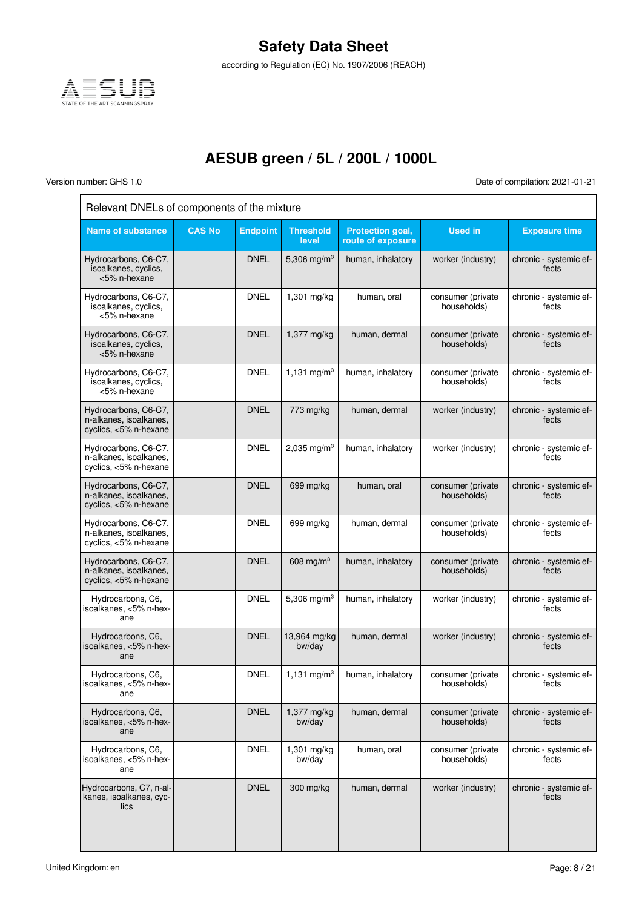Relevant DNELs of components of the mixture

| Name of substance | CAS No | Endpoint | Threshold level | Protection goal, route of exposure | Used in | Exposure time |
|---|---|---|---|---|---|---|
| Hydrocarbons, C6-C7, isoalkanes, cyclics, <5% n-hexane | | DNEL | 5,306 mg/m³ | human, inhalatory | worker (industry) | chronic - systemic effects |
| Hydrocarbons, C6-C7, isoalkanes, cyclics, <5% n-hexane | | DNEL | 1,301 mg/kg | human, oral | consumer (private households) | chronic - systemic effects |
| Hydrocarbons, C6-C7, isoalkanes, cyclics, <5% n-hexane | | DNEL | 1,377 mg/kg | human, dermal | consumer (private households) | chronic - systemic effects |
| Hydrocarbons, C6-C7, isoalkanes, cyclics, <5% n-hexane | | DNEL | 1,131 mg/m³ | human, inhalatory | consumer (private households) | chronic - systemic effects |
| Hydrocarbons, C6-C7, n-alkanes, isoalkanes, cyclics, <5% n-hexane | | DNEL | 773 mg/kg | human, dermal | worker (industry) | chronic - systemic effects |
| Hydrocarbons, C6-C7, n-alkanes, isoalkanes, cyclics, <5% n-hexane | | DNEL | 2,035 mg/m³ | human, inhalatory | worker (industry) | chronic - systemic effects |
| Hydrocarbons, C6-C7, n-alkanes, isoalkanes, cyclics, <5% n-hexane | | DNEL | 699 mg/kg | human, oral | consumer (private households) | chronic - systemic effects |
| Hydrocarbons, C6-C7, n-alkanes, isoalkanes, cyclics, <5% n-hexane | | DNEL | 699 mg/kg | human, dermal | consumer (private households) | chronic - systemic effects |
| Hydrocarbons, C6-C7, n-alkanes, isoalkanes, cyclics, <5% n-hexane | | DNEL | 608 mg/m³ | human, inhalatory | consumer (private households) | chronic - systemic effects |
| Hydrocarbons, C6, isoalkanes, <5% n-hexane | | DNEL | 5,306 mg/m³ | human, inhalatory | worker (industry) | chronic - systemic effects |
| Hydrocarbons, C6, isoalkanes, <5% n-hexane | | DNEL | 13,964 mg/kg bw/day | human, dermal | worker (industry) | chronic - systemic effects |
| Hydrocarbons, C6, isoalkanes, <5% n-hexane | | DNEL | 1,131 mg/m³ | human, inhalatory | consumer (private households) | chronic - systemic effects |
| Hydrocarbons, C6, isoalkanes, <5% n-hexane | | DNEL | 1,377 mg/kg bw/day | human, dermal | consumer (private households) | chronic - systemic effects |
| Hydrocarbons, C6, isoalkanes, <5% n-hexane | | DNEL | 1,301 mg/kg bw/day | human, oral | consumer (private households) | chronic - systemic effects |
| Hydrocarbons, C7, n-alkanes, isoalkanes, cyclics | | DNEL | 300 mg/kg | human, dermal | worker (industry) | chronic - systemic effects |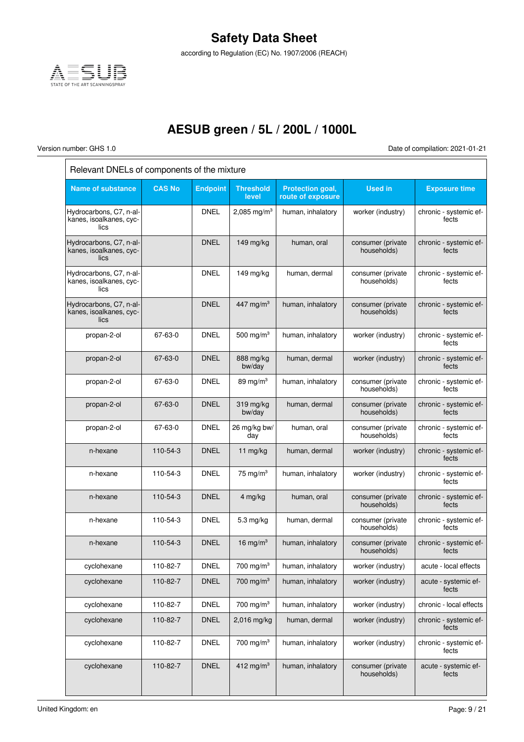Relevant DNELs of components of the mixture

| Name of substance | CAS No | Endpoint | Threshold level | Protection goal, route of exposure | Used in | Exposure time |
|---|---|---|---|---|---|---|
| Hydrocarbons, C7, n-alkanes, isoalkanes, cyclics | | DNEL | 2,085 mg/m³ | human, inhalatory | worker (industry) | chronic - systemic effects |
| Hydrocarbons, C7, n-alkanes, isoalkanes, cyclics | | DNEL | 149 mg/kg | human, oral | consumer (private households) | chronic - systemic effects |
| Hydrocarbons, C7, n-alkanes, isoalkanes, cyclics | | DNEL | 149 mg/kg | human, dermal | consumer (private households) | chronic - systemic effects |
| Hydrocarbons, C7, n-alkanes, isoalkanes, cyclics | | DNEL | 447 mg/m³ | human, inhalatory | consumer (private households) | chronic - systemic effects |
| propan-2-ol | 67-63-0 | DNEL | 500 mg/m³ | human, inhalatory | worker (industry) | chronic - systemic effects |
| propan-2-ol | 67-63-0 | DNEL | 888 mg/kg bw/day | human, dermal | worker (industry) | chronic - systemic effects |
| propan-2-ol | 67-63-0 | DNEL | 89 mg/m³ | human, inhalatory | consumer (private households) | chronic - systemic effects |
| propan-2-ol | 67-63-0 | DNEL | 319 mg/kg bw/day | human, dermal | consumer (private households) | chronic - systemic effects |
| propan-2-ol | 67-63-0 | DNEL | 26 mg/kg bw/day | human, oral | consumer (private households) | chronic - systemic effects |
| n-hexane | 110-54-3 | DNEL | 11 mg/kg | human, dermal | worker (industry) | chronic - systemic effects |
| n-hexane | 110-54-3 | DNEL | 75 mg/m³ | human, inhalatory | worker (industry) | chronic - systemic effects |
| n-hexane | 110-54-3 | DNEL | 4 mg/kg | human, oral | consumer (private households) | chronic - systemic effects |
| n-hexane | 110-54-3 | DNEL | 5.3 mg/kg | human, dermal | consumer (private households) | chronic - systemic effects |
| n-hexane | 110-54-3 | DNEL | 16 mg/m³ | human, inhalatory | consumer (private households) | chronic - systemic effects |
| cyclohexane | 110-82-7 | DNEL | 700 mg/m³ | human, inhalatory | worker (industry) | acute - local effects |
| cyclohexane | 110-82-7 | DNEL | 700 mg/m³ | human, inhalatory | worker (industry) | acute - systemic effects |
| cyclohexane | 110-82-7 | DNEL | 700 mg/m³ | human, inhalatory | worker (industry) | chronic - local effects |
| cyclohexane | 110-82-7 | DNEL | 2,016 mg/kg | human, dermal | worker (industry) | chronic - systemic effects |
| cyclohexane | 110-82-7 | DNEL | 700 mg/m³ | human, inhalatory | worker (industry) | chronic - systemic effects |
| cyclohexane | 110-82-7 | DNEL | 412 mg/m³ | human, inhalatory | consumer (private households) | acute - systemic effects |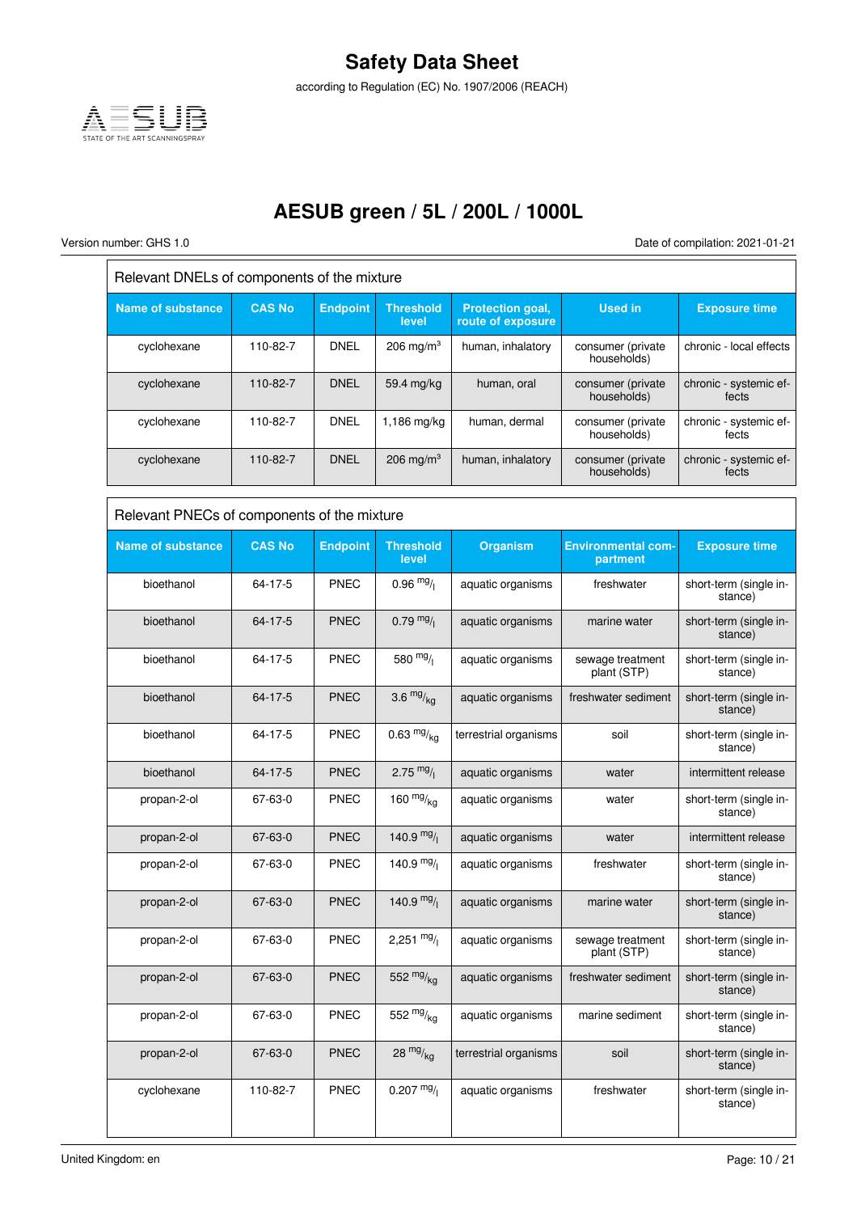| Relevant DNELs of components of the mixture | | | | | | |
|---|---|---|---|---|---|---|
| **Name of substance** | **CAS No** | **Endpoint** | **Threshold level** | **Protection goal, route of exposure** | **Used in** | **Exposure time** |
| cyclohexane | 110-82-7 | DNEL | 206 mg/m³ | human, inhalatory | consumer (private households) | chronic - local effects |
| cyclohexane | 110-82-7 | DNEL | 59.4 mg/kg | human, oral | consumer (private households) | chronic - systemic effects |
| cyclohexane | 110-82-7 | DNEL | 1,186 mg/kg | human, dermal | consumer (private households) | chronic - systemic effects |
| cyclohexane | 110-82-7 | DNEL | 206 mg/m³ | human, inhalatory | consumer (private households) | chronic - systemic effects |

| Relevant PNECs of components of the mixture | | | | | | |
|---|---|---|---|---|---|---|
| **Name of substance** | **CAS No** | **Endpoint** | **Threshold level** | **Organism** | **Environmental compartment** | **Exposure time** |
| bioethanol | 64-17-5 | PNEC | 0.96 mg/l | aquatic organisms | freshwater | short-term (single instance) |
| bioethanol | 64-17-5 | PNEC | 0.79 mg/l | aquatic organisms | marine water | short-term (single instance) |
| bioethanol | 64-17-5 | PNEC | 580 mg/l | aquatic organisms | sewage treatment plant (STP) | short-term (single instance) |
| bioethanol | 64-17-5 | PNEC | 3.6 mg/kg | aquatic organisms | freshwater sediment | short-term (single instance) |
| bioethanol | 64-17-5 | PNEC | 0.63 mg/kg | terrestrial organisms | soil | short-term (single instance) |
| bioethanol | 64-17-5 | PNEC | 2.75 mg/l | aquatic organisms | water | intermittent release |
| propan-2-ol | 67-63-0 | PNEC | 160 mg/kg | aquatic organisms | water | short-term (single instance) |
| propan-2-ol | 67-63-0 | PNEC | 140.9 mg/l | aquatic organisms | water | intermittent release |
| propan-2-ol | 67-63-0 | PNEC | 140.9 mg/l | aquatic organisms | freshwater | short-term (single instance) |
| propan-2-ol | 67-63-0 | PNEC | 140.9 mg/l | aquatic organisms | marine water | short-term (single instance) |
| propan-2-ol | 67-63-0 | PNEC | 2,251 mg/l | aquatic organisms | sewage treatment plant (STP) | short-term (single instance) |
| propan-2-ol | 67-63-0 | PNEC | 552 mg/kg | aquatic organisms | freshwater sediment | short-term (single instance) |
| propan-2-ol | 67-63-0 | PNEC | 552 mg/kg | aquatic organisms | marine sediment | short-term (single instance) |
| propan-2-ol | 67-63-0 | PNEC | 28 mg/kg | terrestrial organisms | soil | short-term (single instance) |
| cyclohexane | 110-82-7 | PNEC | 0.207 mg/l | aquatic organisms | freshwater | short-term (single instance) |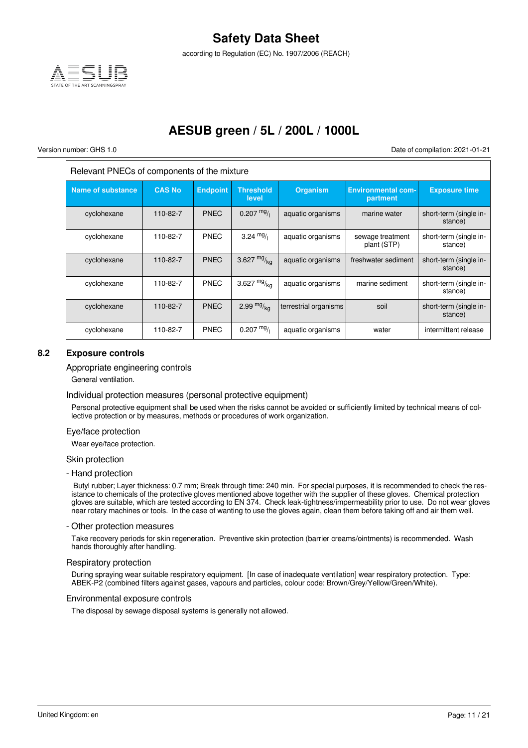Relevant PNECs of components of the mixture

| Name of substance | CAS No | Endpoint | Threshold level | Organism | Environmental compartment | Exposure time |
| --- | --- | --- | --- | --- | --- | --- |
| cyclohexane | 110-82-7 | PNEC | 0.207 $^{mg}/_{l}$ | aquatic organisms | marine water | short-term (single instance) |
| cyclohexane | 110-82-7 | PNEC | 3.24 $^{mg}/_{l}$ | aquatic organisms | sewage treatment plant (STP) | short-term (single instance) |
| cyclohexane | 110-82-7 | PNEC | 3.627 $^{mg}/_{kg}$ | aquatic organisms | freshwater sediment | short-term (single instance) |
| cyclohexane | 110-82-7 | PNEC | 3.627 $^{mg}/_{kg}$ | aquatic organisms | marine sediment | short-term (single instance) |
| cyclohexane | 110-82-7 | PNEC | 2.99 $^{mg}/_{kg}$ | terrestrial organisms | soil | short-term (single instance) |
| cyclohexane | 110-82-7 | PNEC | 0.207 $^{mg}/_{l}$ | aquatic organisms | water | intermittent release |

## 8.2 Exposure controls

### Appropriate engineering controls

General ventilation.

### Individual protection measures (personal protective equipment)

Personal protective equipment shall be used when the risks cannot be avoided or sufficiently limited by technical means of collective protection or by measures, methods or procedures of work organization.

### Eye/face protection

Wear eye/face protection.

### Skin protection

#### - Hand protection

Butyl rubber; Layer thickness: 0.7 mm; Break through time: 240 min. For special purposes, it is recommended to check the resistance to chemicals of the protective gloves mentioned above together with the supplier of these gloves. Chemical protection gloves are suitable, which are tested according to EN 374. Check leak-tightness/impermeability prior to use. Do not wear gloves near rotary machines or tools. In the case of wanting to use the gloves again, clean them before taking off and air them well.

#### - Other protection measures

Take recovery periods for skin regeneration. Preventive skin protection (barrier creams/ointments) is recommended. Wash hands thoroughly after handling.

### Respiratory protection

During spraying wear suitable respiratory equipment. [In case of inadequate ventilation] wear respiratory protection. Type: ABEK-P2 (combined filters against gases, vapours and particles, colour code: Brown/Grey/Yellow/Green/White).

### Environmental exposure controls

The disposal by sewage disposal systems is generally not allowed.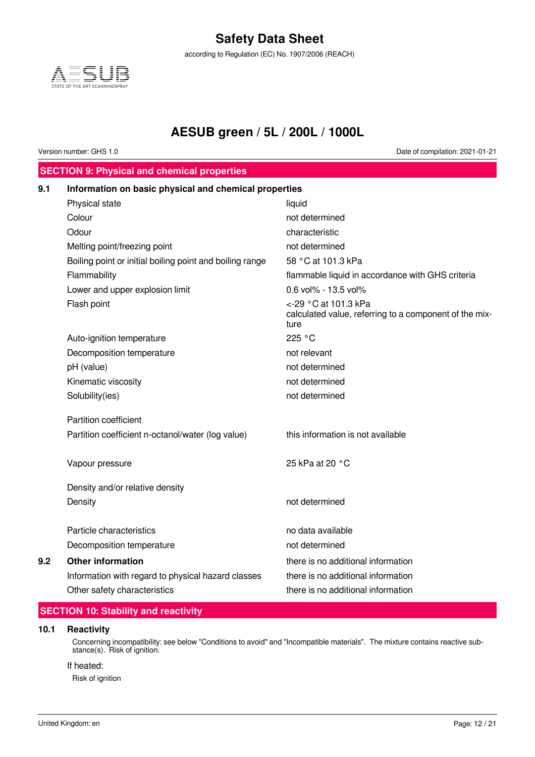# Safety Data Sheet

according to Regulation (EC) No. 1907/2006 (REACH)

## AESUB green / 5L / 200L / 1000L

Version number: GHS 1.0

Date of compilation: 2021-01-21

## SECTION 9: Physical and chemical properties

### 9.1 Information on basic physical and chemical properties

| Property | Value |
|---|---|
| Physical state | liquid |
| Colour | not determined |
| Odour | characteristic |
| Melting point/freezing point | not determined |
| Boiling point or initial boiling point and boiling range | 58 °C at 101.3 kPa |
| Flammability | flammable liquid in accordance with GHS criteria |
| Lower and upper explosion limit | 0.6 vol% - 13.5 vol% |
| Flash point | <-29 °C at 101.3 kPa<br>calculated value, referring to a component of the mixture |
| Auto-ignition temperature | 225 °C |
| Decomposition temperature | not relevant |
| pH (value) | not determined |
| Kinematic viscosity | not determined |
| Solubility(ies) | not determined |
| Partition coefficient | |
| Partition coefficient n-octanol/water (log value) | this information is not available |
| Vapour pressure | 25 kPa at 20 °C |
| Density and/or relative density | |
| Density | not determined |
| Particle characteristics | no data available |
| Decomposition temperature | not determined |

### 9.2 Other information

| Property | Value |
|---|---|
| Other information | there is no additional information |
| Information with regard to physical hazard classes | there is no additional information |
| Other safety characteristics | there is no additional information |

## SECTION 10: Stability and reactivity

### 10.1 Reactivity

Concerning incompatibility: see below "Conditions to avoid" and "Incompatible materials". The mixture contains reactive substance(s). Risk of ignition.

If heated:

Risk of ignition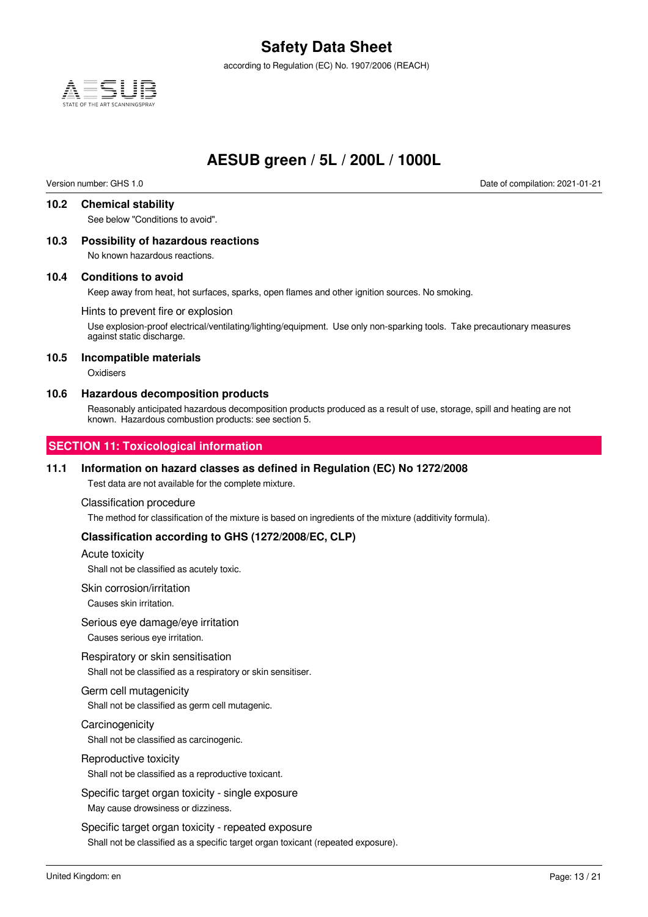### 10.2 Chemical stability

See below "Conditions to avoid".

### 10.3 Possibility of hazardous reactions

No known hazardous reactions.

### 10.4 Conditions to avoid

Keep away from heat, hot surfaces, sparks, open flames and other ignition sources. No smoking.

Hints to prevent fire or explosion

Use explosion-proof electrical/ventilating/lighting/equipment. Use only non-sparking tools. Take precautionary measures against static discharge.

### 10.5 Incompatible materials

Oxidisers

### 10.6 Hazardous decomposition products

Reasonably anticipated hazardous decomposition products produced as a result of use, storage, spill and heating are not known. Hazardous combustion products: see section 5.

## SECTION 11: Toxicological information

### 11.1 Information on hazard classes as defined in Regulation (EC) No 1272/2008

Test data are not available for the complete mixture.

Classification procedure

The method for classification of the mixture is based on ingredients of the mixture (additivity formula).

**Classification according to GHS (1272/2008/EC, CLP)**

Acute toxicity

Shall not be classified as acutely toxic.

Skin corrosion/irritation

Causes skin irritation.

Serious eye damage/eye irritation

Causes serious eye irritation.

Respiratory or skin sensitisation

Shall not be classified as a respiratory or skin sensitiser.

Germ cell mutagenicity

Shall not be classified as germ cell mutagenic.

Carcinogenicity

Shall not be classified as carcinogenic.

Reproductive toxicity

Shall not be classified as a reproductive toxicant.

Specific target organ toxicity - single exposure

May cause drowsiness or dizziness.

Specific target organ toxicity - repeated exposure

Shall not be classified as a specific target organ toxicant (repeated exposure).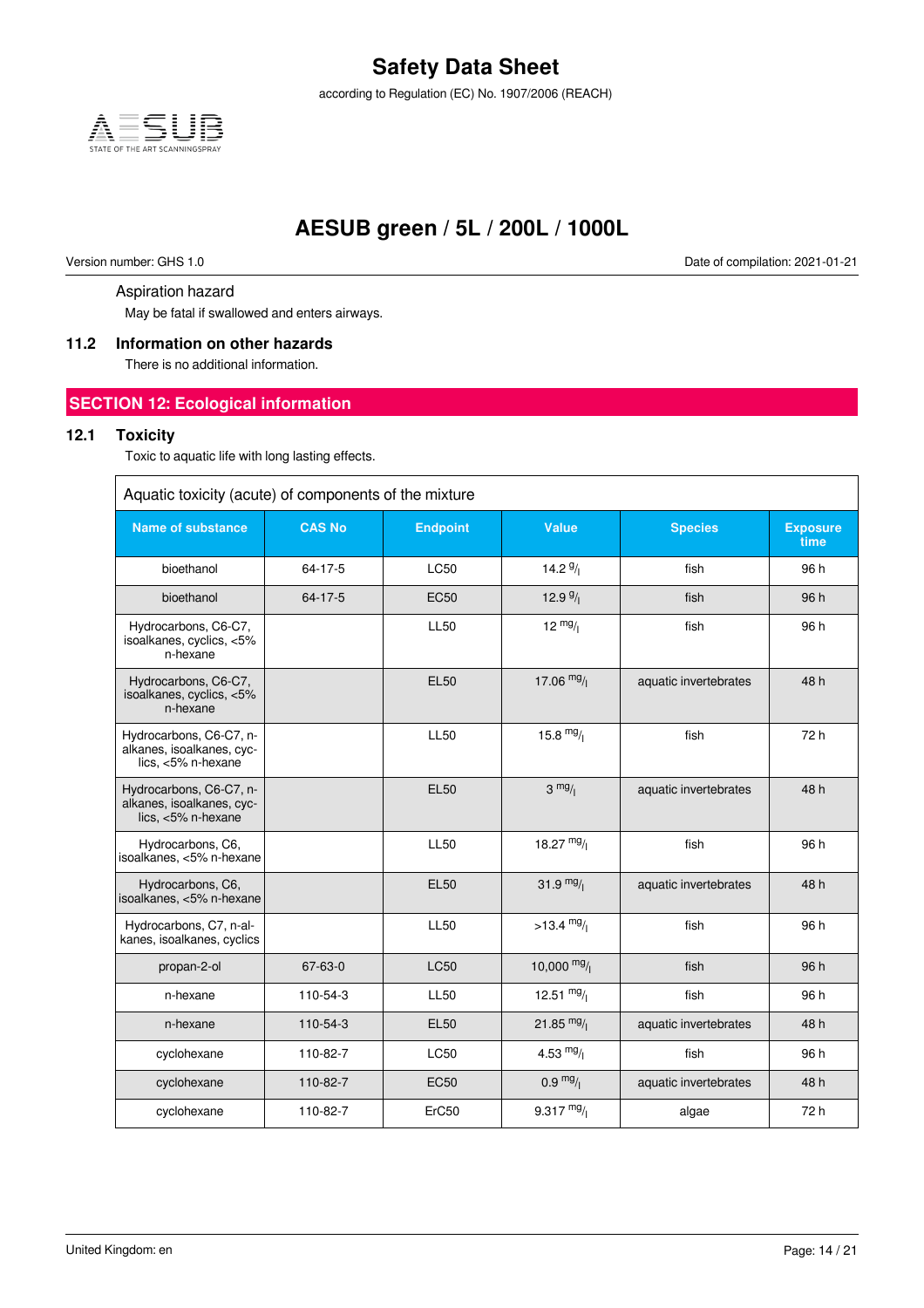Aspiration hazard

May be fatal if swallowed and enters airways.

### 11.2 Information on other hazards

There is no additional information.

## SECTION 12: Ecological information

### 12.1 Toxicity

Toxic to aquatic life with long lasting effects.

Aquatic toxicity (acute) of components of the mixture

| Name of substance | CAS No | Endpoint | Value | Species | Exposure time |
|---|---|---|---|---|---|
| bioethanol | 64-17-5 | LC50 | 14.2 g/l | fish | 96 h |
| bioethanol | 64-17-5 | EC50 | 12.9 g/l | fish | 96 h |
| Hydrocarbons, C6-C7, isoalkanes, cyclics, <5% n-hexane | | LL50 | 12 mg/l | fish | 96 h |
| Hydrocarbons, C6-C7, isoalkanes, cyclics, <5% n-hexane | | EL50 | 17.06 mg/l | aquatic invertebrates | 48 h |
| Hydrocarbons, C6-C7, n-alkanes, isoalkanes, cyclics, <5% n-hexane | | LL50 | 15.8 mg/l | fish | 72 h |
| Hydrocarbons, C6-C7, n-alkanes, isoalkanes, cyclics, <5% n-hexane | | EL50 | 3 mg/l | aquatic invertebrates | 48 h |
| Hydrocarbons, C6, isoalkanes, <5% n-hexane | | LL50 | 18.27 mg/l | fish | 96 h |
| Hydrocarbons, C6, isoalkanes, <5% n-hexane | | EL50 | 31.9 mg/l | aquatic invertebrates | 48 h |
| Hydrocarbons, C7, n-alkanes, isoalkanes, cyclics | | LL50 | >13.4 mg/l | fish | 96 h |
| propan-2-ol | 67-63-0 | LC50 | 10,000 mg/l | fish | 96 h |
| n-hexane | 110-54-3 | LL50 | 12.51 mg/l | fish | 96 h |
| n-hexane | 110-54-3 | EL50 | 21.85 mg/l | aquatic invertebrates | 48 h |
| cyclohexane | 110-82-7 | LC50 | 4.53 mg/l | fish | 96 h |
| cyclohexane | 110-82-7 | EC50 | 0.9 mg/l | aquatic invertebrates | 48 h |
| cyclohexane | 110-82-7 | ErC50 | 9.317 mg/l | algae | 72 h |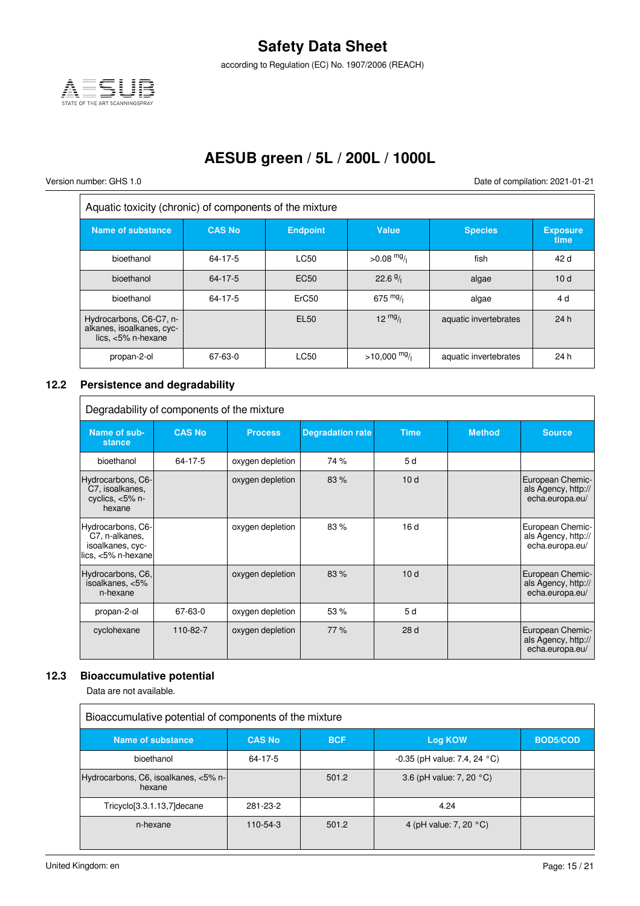| Aquatic toxicity (chronic) of components of the mixture | | | | | |
|---|---|---|---|---|---|
| **Name of substance** | **CAS No** | **Endpoint** | **Value** | **Species** | **Exposure time** |
| bioethanol | 64-17-5 | LC50 | >0.08 $^{mg}/_{l}$ | fish | 42 d |
| bioethanol | 64-17-5 | EC50 | 22.6 $^{g}/_{l}$ | algae | 10 d |
| bioethanol | 64-17-5 | ErC50 | 675 $^{mg}/_{l}$ | algae | 4 d |
| Hydrocarbons, C6-C7, n-alkanes, isoalkanes, cyclics, <5% n-hexane | | EL50 | 12 $^{mg}/_{l}$ | aquatic invertebrates | 24 h |
| propan-2-ol | 67-63-0 | LC50 | >10,000 $^{mg}/_{l}$ | aquatic invertebrates | 24 h |

## 12.2 Persistence and degradability

| Degradability of components of the mixture | | | | | | |
|---|---|---|---|---|---|---|
| **Name of substance** | **CAS No** | **Process** | **Degradation rate** | **Time** | **Method** | **Source** |
| bioethanol | 64-17-5 | oxygen depletion | 74 % | 5 d | | |
| Hydrocarbons, C6-C7, isoalkanes, cyclics, <5% n-hexane | | oxygen depletion | 83 % | 10 d | | European Chemicals Agency, http://echa.europa.eu/ |
| Hydrocarbons, C6-C7, n-alkanes, isoalkanes, cyclics, <5% n-hexane | | oxygen depletion | 83 % | 16 d | | European Chemicals Agency, http://echa.europa.eu/ |
| Hydrocarbons, C6, isoalkanes, <5% n-hexane | | oxygen depletion | 83 % | 10 d | | European Chemicals Agency, http://echa.europa.eu/ |
| propan-2-ol | 67-63-0 | oxygen depletion | 53 % | 5 d | | |
| cyclohexane | 110-82-7 | oxygen depletion | 77 % | 28 d | | European Chemicals Agency, http://echa.europa.eu/ |

## 12.3 Bioaccumulative potential

Data are not available.

| Bioaccumulative potential of components of the mixture | | | | |
|---|---|---|---|---|
| **Name of substance** | **CAS No** | **BCF** | **Log KOW** | **BOD5/COD** |
| bioethanol | 64-17-5 | | -0.35 (pH value: 7.4, 24 °C) | |
| Hydrocarbons, C6, isoalkanes, <5% n-hexane | | 501.2 | 3.6 (pH value: 7, 20 °C) | |
| Tricyclo[3.3.1.13,7]decane | 281-23-2 | | 4.24 | |
| n-hexane | 110-54-3 | 501.2 | 4 (pH value: 7, 20 °C) | |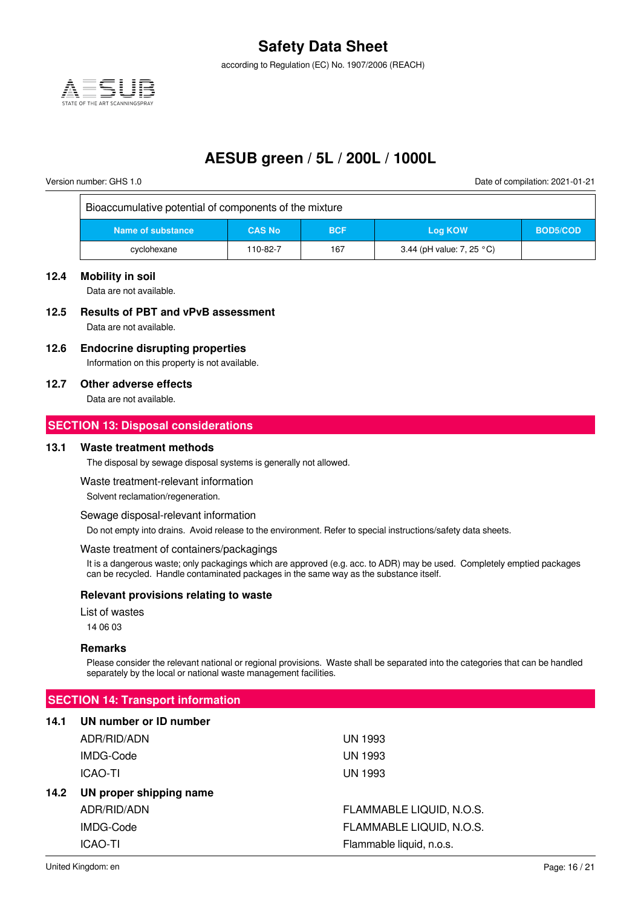| Bioaccumulative potential of components of the mixture | | | | |
|---|---|---|---|---|
| Name of substance | CAS No | BCF | Log KOW | BOD5/COD |
| cyclohexane | 110-82-7 | 167 | 3.44 (pH value: 7, 25 °C) | |

### 12.4 Mobility in soil

Data are not available.

### 12.5 Results of PBT and vPvB assessment

Data are not available.

### 12.6 Endocrine disrupting properties

Information on this property is not available.

### 12.7 Other adverse effects

Data are not available.

## SECTION 13: Disposal considerations

### 13.1 Waste treatment methods

The disposal by sewage disposal systems is generally not allowed.

Waste treatment-relevant information

Solvent reclamation/regeneration.

Sewage disposal-relevant information

Do not empty into drains. Avoid release to the environment. Refer to special instructions/safety data sheets.

Waste treatment of containers/packagings

It is a dangerous waste; only packagings which are approved (e.g. acc. to ADR) may be used. Completely emptied packages can be recycled. Handle contaminated packages in the same way as the substance itself.

#### Relevant provisions relating to waste

List of wastes

14 06 03

#### Remarks

Please consider the relevant national or regional provisions. Waste shall be separated into the categories that can be handled separately by the local or national waste management facilities.

## SECTION 14: Transport information

### 14.1 UN number or ID number

| | |
|---|---|
| ADR/RID/ADN | UN 1993 |
| IMDG-Code | UN 1993 |
| ICAO-TI | UN 1993 |

### 14.2 UN proper shipping name

| | |
|---|---|
| ADR/RID/ADN | FLAMMABLE LIQUID, N.O.S. |
| IMDG-Code | FLAMMABLE LIQUID, N.O.S. |
| ICAO-TI | Flammable liquid, n.o.s. |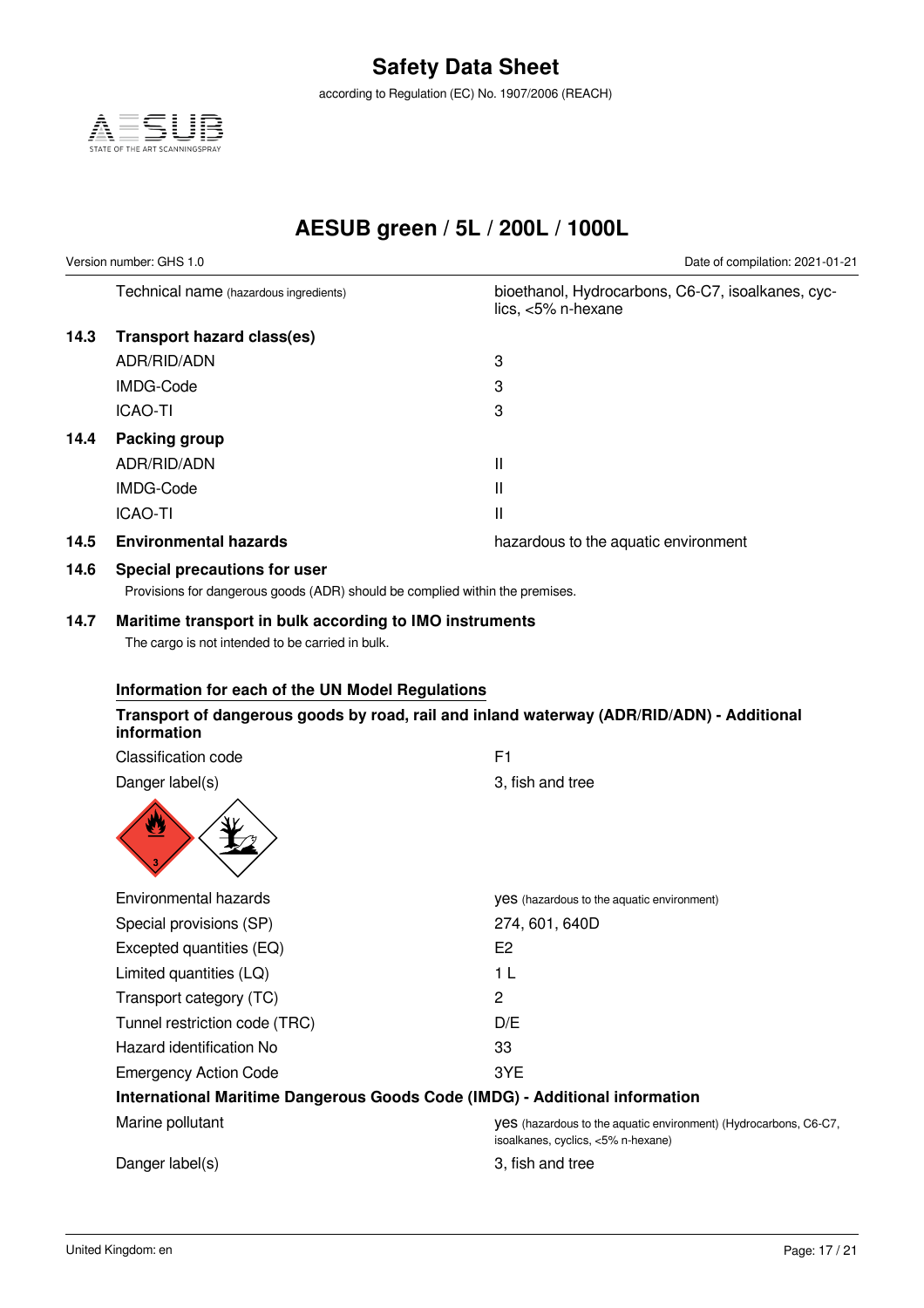| | | |
|---|---|---|
| | Technical name (hazardous ingredients) | bioethanol, Hydrocarbons, C6-C7, isoalkanes, cyclics, <5% n-hexane |
| **14.3** | **Transport hazard class(es)** | |
| | ADR/RID/ADN | 3 |
| | IMDG-Code | 3 |
| | ICAO-TI | 3 |
| **14.4** | **Packing group** | |
| | ADR/RID/ADN | II |
| | IMDG-Code | II |
| | ICAO-TI | II |
| **14.5** | **Environmental hazards** | hazardous to the aquatic environment |

**14.6 Special precautions for user**

Provisions for dangerous goods (ADR) should be complied within the premises.

**14.7 Maritime transport in bulk according to IMO instruments**

The cargo is not intended to be carried in bulk.

**Information for each of the UN Model Regulations**

**Transport of dangerous goods by road, rail and inland waterway (ADR/RID/ADN) - Additional information**

| | |
|---|---|
| Classification code | F1 |
| Danger label(s) | 3, fish and tree |
| Environmental hazards | yes (hazardous to the aquatic environment) |
| Special provisions (SP) | 274, 601, 640D |
| Excepted quantities (EQ) | E2 |
| Limited quantities (LQ) | 1 L |
| Transport category (TC) | 2 |
| Tunnel restriction code (TRC) | D/E |
| Hazard identification No | 33 |
| Emergency Action Code | 3YE |

**International Maritime Dangerous Goods Code (IMDG) - Additional information**

| | |
|---|---|
| Marine pollutant | yes (hazardous to the aquatic environment) (Hydrocarbons, C6-C7, isoalkanes, cyclics, <5% n-hexane) |
| Danger label(s) | 3, fish and tree |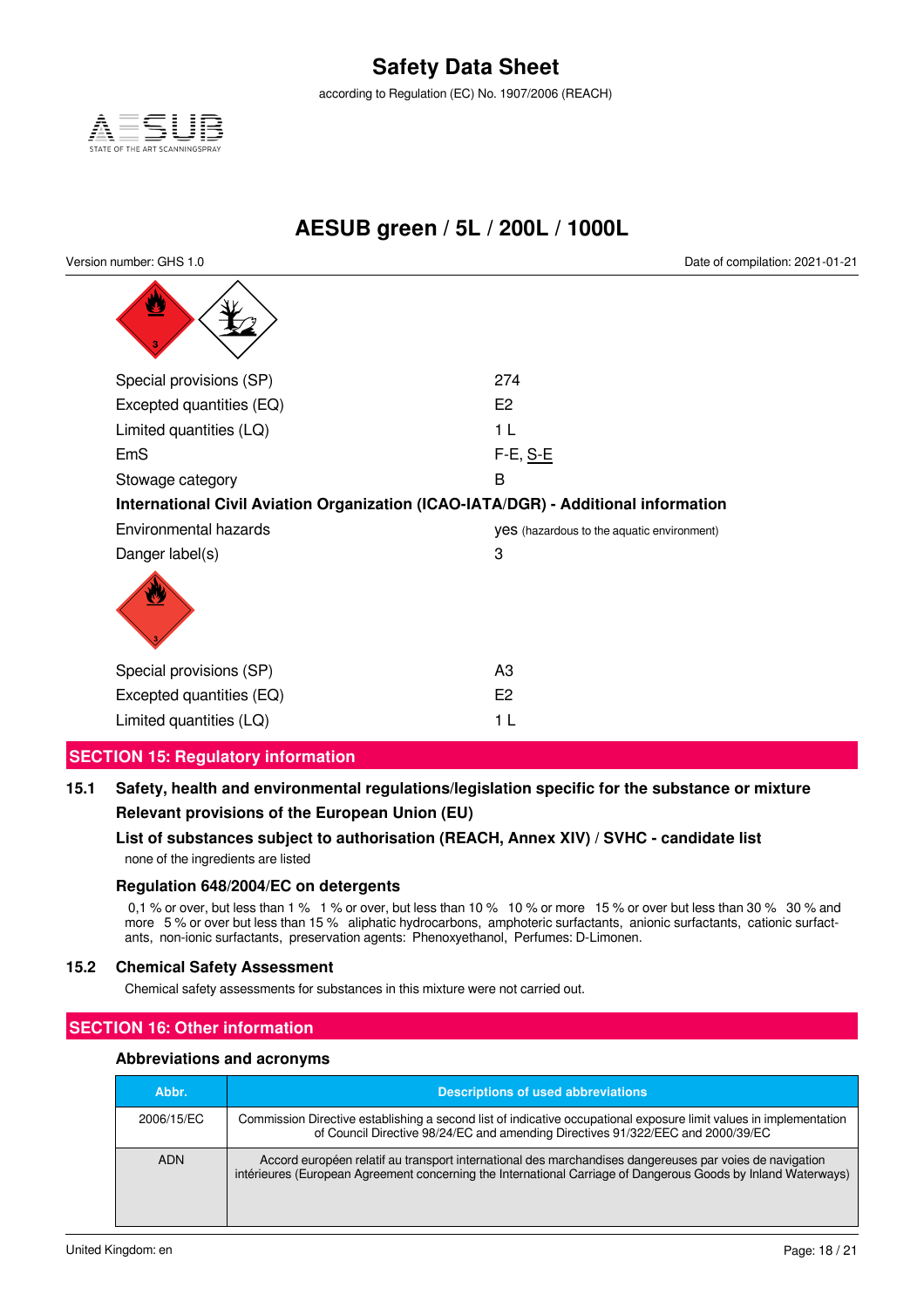| | |
|---|---|
| Special provisions (SP) | 274 |
| Excepted quantities (EQ) | E2 |
| Limited quantities (LQ) | 1 L |
| EmS | F-E, S-E |
| Stowage category | B |

**International Civil Aviation Organization (ICAO-IATA/DGR) - Additional information**

| | |
|---|---|
| Environmental hazards | yes (hazardous to the aquatic environment) |
| Danger label(s) | 3 |

| | |
|---|---|
| Special provisions (SP) | A3 |
| Excepted quantities (EQ) | E2 |
| Limited quantities (LQ) | 1 L |

## SECTION 15: Regulatory information

### 15.1 Safety, health and environmental regulations/legislation specific for the substance or mixture

**Relevant provisions of the European Union (EU)**

**List of substances subject to authorisation (REACH, Annex XIV) / SVHC - candidate list**

none of the ingredients are listed

**Regulation 648/2004/EC on detergents**

0,1 % or over, but less than 1 %  1 % or over, but less than 10 %  10 % or more  15 % or over but less than 30 %  30 % and more  5 % or over but less than 15 %  aliphatic hydrocarbons, amphoteric surfactants, anionic surfactants, cationic surfactants, non-ionic surfactants, preservation agents: Phenoxyethanol, Perfumes: D-Limonen.

### 15.2 Chemical Safety Assessment

Chemical safety assessments for substances in this mixture were not carried out.

## SECTION 16: Other information

**Abbreviations and acronyms**

| Abbr. | Descriptions of used abbreviations |
|---|---|
| 2006/15/EC | Commission Directive establishing a second list of indicative occupational exposure limit values in implementation of Council Directive 98/24/EC and amending Directives 91/322/EEC and 2000/39/EC |
| ADN | Accord européen relatif au transport international des marchandises dangereuses par voies de navigation intérieures (European Agreement concerning the International Carriage of Dangerous Goods by Inland Waterways) |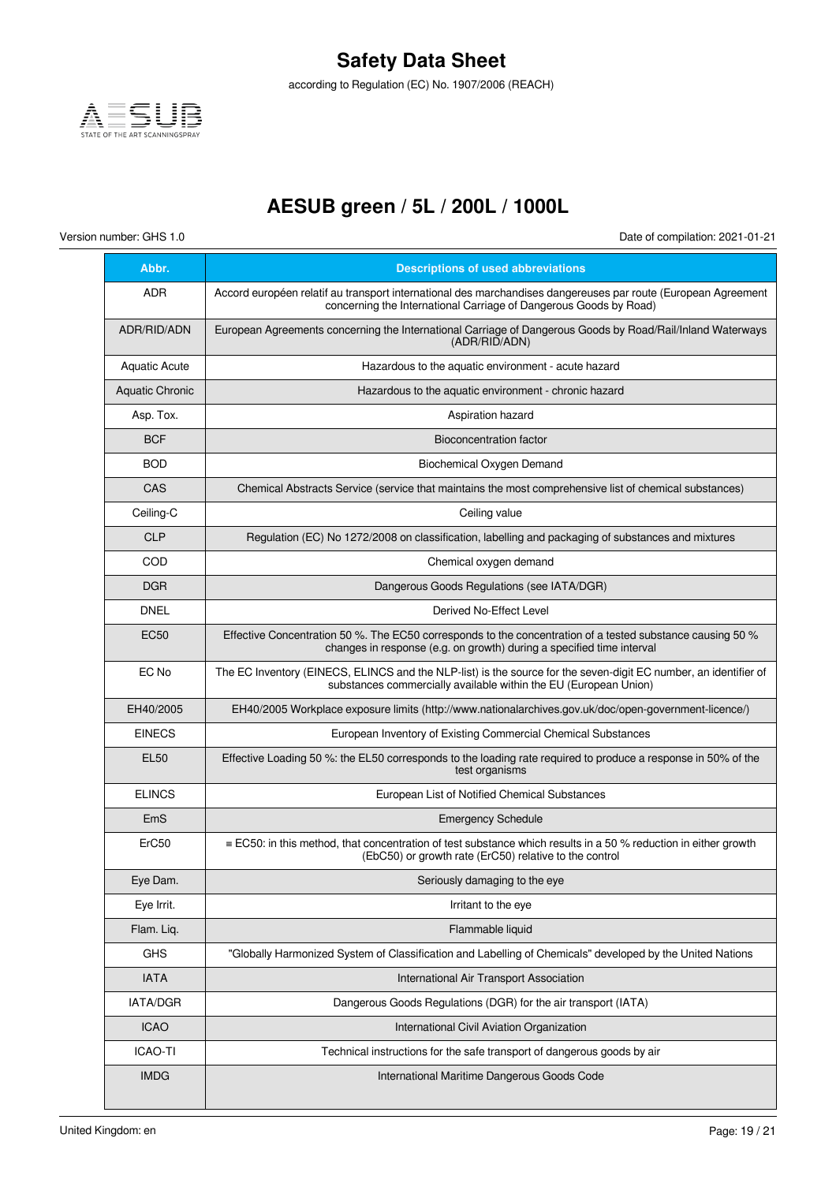| Abbr. | Descriptions of used abbreviations |
| --- | --- |
| ADR | Accord européen relatif au transport international des marchandises dangereuses par route (European Agreement concerning the International Carriage of Dangerous Goods by Road) |
| ADR/RID/ADN | European Agreements concerning the International Carriage of Dangerous Goods by Road/Rail/Inland Waterways (ADR/RID/ADN) |
| Aquatic Acute | Hazardous to the aquatic environment - acute hazard |
| Aquatic Chronic | Hazardous to the aquatic environment - chronic hazard |
| Asp. Tox. | Aspiration hazard |
| BCF | Bioconcentration factor |
| BOD | Biochemical Oxygen Demand |
| CAS | Chemical Abstracts Service (service that maintains the most comprehensive list of chemical substances) |
| Ceiling-C | Ceiling value |
| CLP | Regulation (EC) No 1272/2008 on classification, labelling and packaging of substances and mixtures |
| COD | Chemical oxygen demand |
| DGR | Dangerous Goods Regulations (see IATA/DGR) |
| DNEL | Derived No-Effect Level |
| EC50 | Effective Concentration 50 %. The EC50 corresponds to the concentration of a tested substance causing 50 % changes in response (e.g. on growth) during a specified time interval |
| EC No | The EC Inventory (EINECS, ELINCS and the NLP-list) is the source for the seven-digit EC number, an identifier of substances commercially available within the EU (European Union) |
| EH40/2005 | EH40/2005 Workplace exposure limits (http://www.nationalarchives.gov.uk/doc/open-government-licence/) |
| EINECS | European Inventory of Existing Commercial Chemical Substances |
| EL50 | Effective Loading 50 %: the EL50 corresponds to the loading rate required to produce a response in 50% of the test organisms |
| ELINCS | European List of Notified Chemical Substances |
| EmS | Emergency Schedule |
| ErC50 | ≡ EC50: in this method, that concentration of test substance which results in a 50 % reduction in either growth (EbC50) or growth rate (ErC50) relative to the control |
| Eye Dam. | Seriously damaging to the eye |
| Eye Irrit. | Irritant to the eye |
| Flam. Liq. | Flammable liquid |
| GHS | "Globally Harmonized System of Classification and Labelling of Chemicals" developed by the United Nations |
| IATA | International Air Transport Association |
| IATA/DGR | Dangerous Goods Regulations (DGR) for the air transport (IATA) |
| ICAO | International Civil Aviation Organization |
| ICAO-TI | Technical instructions for the safe transport of dangerous goods by air |
| IMDG | International Maritime Dangerous Goods Code |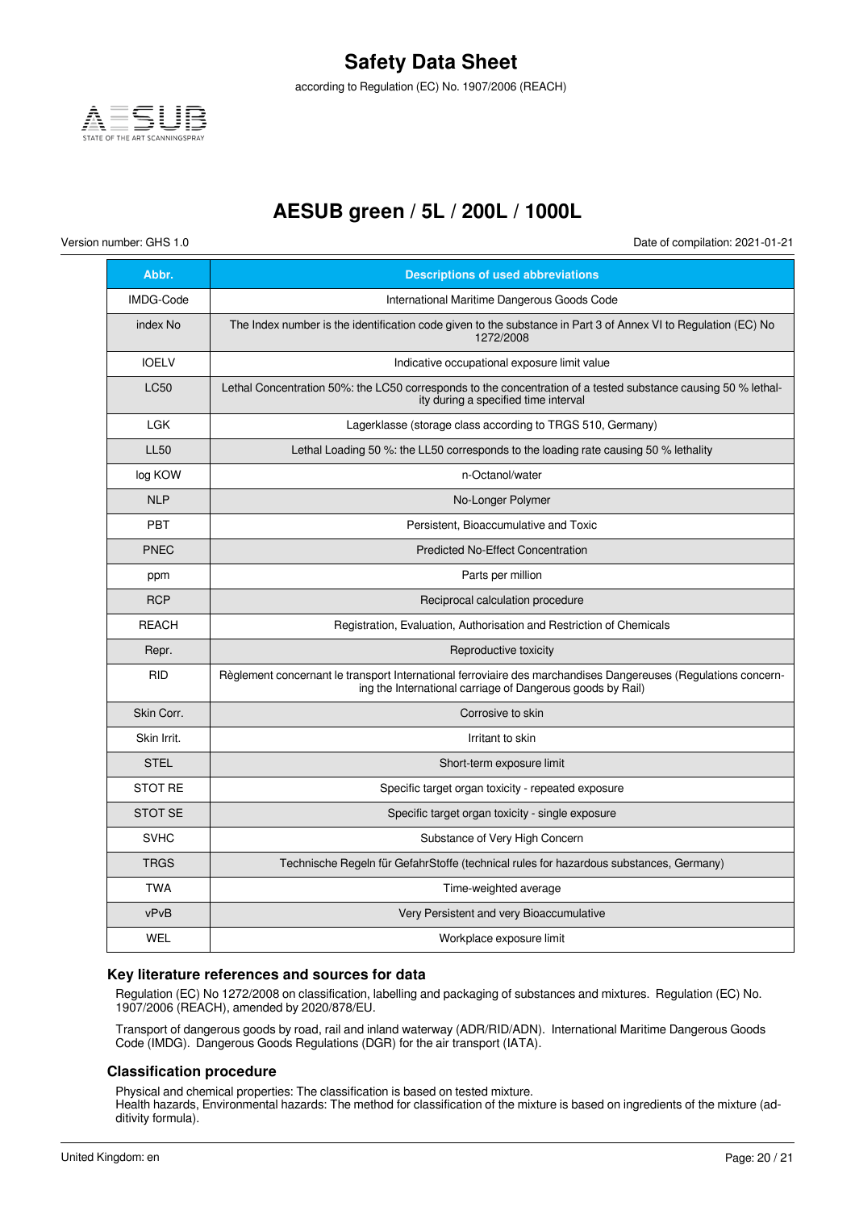| Abbr. | Descriptions of used abbreviations |
|---|---|
| IMDG-Code | International Maritime Dangerous Goods Code |
| index No | The Index number is the identification code given to the substance in Part 3 of Annex VI to Regulation (EC) No 1272/2008 |
| IOELV | Indicative occupational exposure limit value |
| LC50 | Lethal Concentration 50%: the LC50 corresponds to the concentration of a tested substance causing 50 % lethality during a specified time interval |
| LGK | Lagerklasse (storage class according to TRGS 510, Germany) |
| LL50 | Lethal Loading 50 %: the LL50 corresponds to the loading rate causing 50 % lethality |
| log KOW | n-Octanol/water |
| NLP | No-Longer Polymer |
| PBT | Persistent, Bioaccumulative and Toxic |
| PNEC | Predicted No-Effect Concentration |
| ppm | Parts per million |
| RCP | Reciprocal calculation procedure |
| REACH | Registration, Evaluation, Authorisation and Restriction of Chemicals |
| Repr. | Reproductive toxicity |
| RID | Règlement concernant le transport International ferroviaire des marchandises Dangereuses (Regulations concerning the International carriage of Dangerous goods by Rail) |
| Skin Corr. | Corrosive to skin |
| Skin Irrit. | Irritant to skin |
| STEL | Short-term exposure limit |
| STOT RE | Specific target organ toxicity - repeated exposure |
| STOT SE | Specific target organ toxicity - single exposure |
| SVHC | Substance of Very High Concern |
| TRGS | Technische Regeln für GefahrStoffe (technical rules for hazardous substances, Germany) |
| TWA | Time-weighted average |
| vPvB | Very Persistent and very Bioaccumulative |
| WEL | Workplace exposure limit |

### Key literature references and sources for data

Regulation (EC) No 1272/2008 on classification, labelling and packaging of substances and mixtures. Regulation (EC) No. 1907/2006 (REACH), amended by 2020/878/EU.

Transport of dangerous goods by road, rail and inland waterway (ADR/RID/ADN). International Maritime Dangerous Goods Code (IMDG). Dangerous Goods Regulations (DGR) for the air transport (IATA).

### Classification procedure

Physical and chemical properties: The classification is based on tested mixture.
Health hazards, Environmental hazards: The method for classification of the mixture is based on ingredients of the mixture (additivity formula).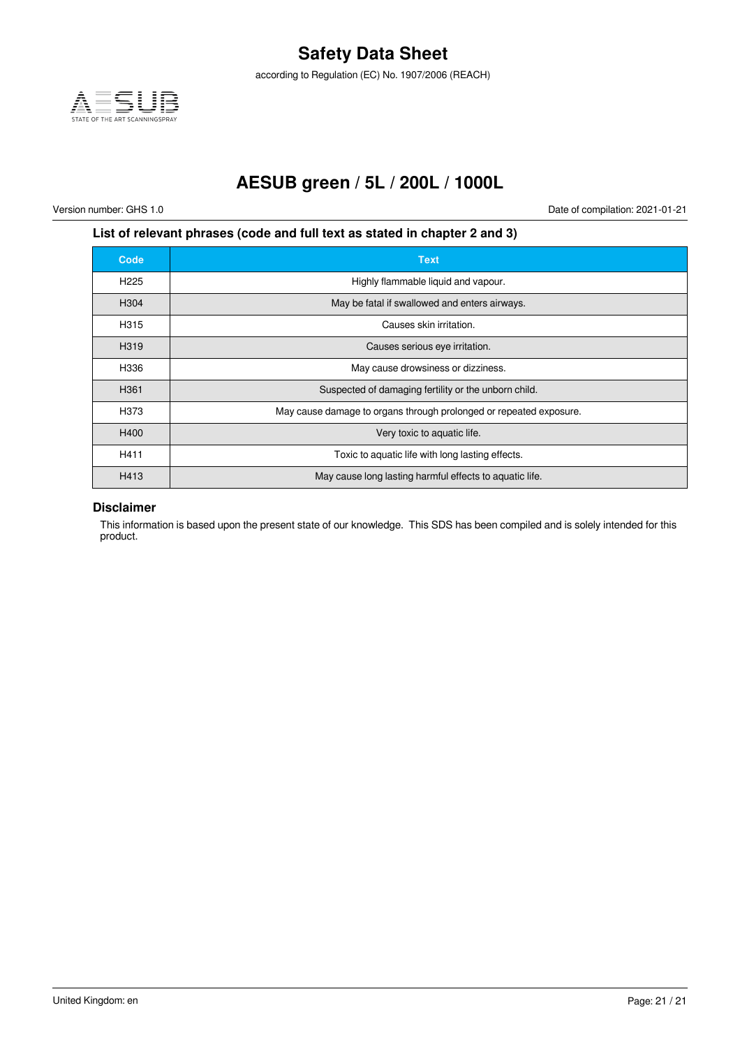### List of relevant phrases (code and full text as stated in chapter 2 and 3)

| Code | Text |
|---|---|
| H225 | Highly flammable liquid and vapour. |
| H304 | May be fatal if swallowed and enters airways. |
| H315 | Causes skin irritation. |
| H319 | Causes serious eye irritation. |
| H336 | May cause drowsiness or dizziness. |
| H361 | Suspected of damaging fertility or the unborn child. |
| H373 | May cause damage to organs through prolonged or repeated exposure. |
| H400 | Very toxic to aquatic life. |
| H411 | Toxic to aquatic life with long lasting effects. |
| H413 | May cause long lasting harmful effects to aquatic life. |

### Disclaimer

This information is based upon the present state of our knowledge. This SDS has been compiled and is solely intended for this product.